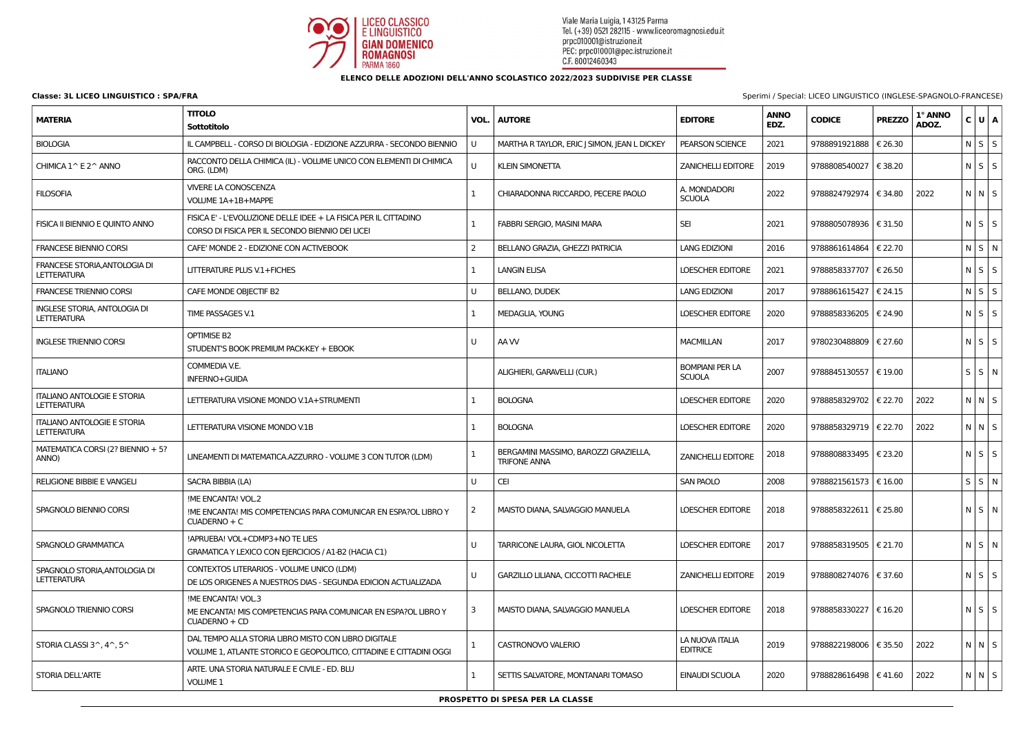LICEO CLASSICO E LINGUISTICO GIAN DOMENICO ROMAGNOSI PARMA 1860

Viale Maria Luigia, 1 43125 Parma
Tel. (+39) 0521 282115 - www.liceoromagnosi.edu.it
prpc010001@istruzione.it
PEC: prpc010001@pec.istruzione.it
C.F. 80012460343

**ELENCO DELLE ADOZIONI DELL'ANNO SCOLASTICO 2022/2023 SUDDIVISE PER CLASSE**

**Classe: 3L LICEO LINGUISTICO : SPA/FRA**

Sperimi / Special: LICEO LINGUISTICO (INGLESE-SPAGNOLO-FRANCESE)

| MATERIA | TITOLO Sottotitolo | VOL. | AUTORE | EDITORE | ANNO EDZ. | CODICE | PREZZO | 1° ANNO ADOZ. | C | U | A |
|---|---|---|---|---|---|---|---|---|---|---|---|
| BIOLOGIA | IL CAMPBELL - CORSO DI BIOLOGIA - EDIZIONE AZZURRA - SECONDO BIENNIO | U | MARTHA R TAYLOR, ERIC J SIMON, JEAN L DICKEY | PEARSON SCIENCE | 2021 | 9788891921888 | € 26.30 | | N | S | S |
| CHIMICA 1^ E 2^ ANNO | RACCONTO DELLA CHIMICA (IL) - VOLUME UNICO CON ELEMENTI DI CHIMICA ORG. (LDM) | U | KLEIN SIMONETTA | ZANICHELLI EDITORE | 2019 | 9788808540027 | € 38.20 | | N | S | S |
| FILOSOFIA | VIVERE LA CONOSCENZA<br>VOLUME 1A+1B+MAPPE | 1 | CHIARADONNA RICCARDO, PECERE PAOLO | A. MONDADORI SCUOLA | 2022 | 9788824792974 | € 34.80 | 2022 | N | N | S |
| FISICA II BIENNIO E QUINTO ANNO | FISICA E' - L'EVOLUZIONE DELLE IDEE + LA FISICA PER IL CITTADINO<br>CORSO DI FISICA PER IL SECONDO BIENNIO DEI LICEI | 1 | FABBRI SERGIO, MASINI MARA | SEI | 2021 | 9788805078936 | € 31.50 | | N | S | S |
| FRANCESE BIENNIO CORSI | CAFE' MONDE 2 - EDIZIONE CON ACTIVEBOOK | 2 | BELLANO GRAZIA, GHEZZI PATRICIA | LANG EDIZIONI | 2016 | 9788861614864 | € 22.70 | | N | S | N |
| FRANCESE STORIA,ANTOLOGIA DI LETTERATURA | LITTERATURE PLUS V.1+FICHES | 1 | LANGIN ELISA | LOESCHER EDITORE | 2021 | 9788858337707 | € 26.50 | | N | S | S |
| FRANCESE TRIENNIO CORSI | CAFE MONDE OBJECTIF B2 | U | BELLANO, DUDEK | LANG EDIZIONI | 2017 | 9788861615427 | € 24.15 | | N | S | S |
| INGLESE STORIA, ANTOLOGIA DI LETTERATURA | TIME PASSAGES V.1 | 1 | MEDAGLIA, YOUNG | LOESCHER EDITORE | 2020 | 9788858336205 | € 24.90 | | N | S | S |
| INGLESE TRIENNIO CORSI | OPTIMISE B2<br>STUDENT'S BOOK PREMIUM PACK-KEY + EBOOK | U | AA VV | MACMILLAN | 2017 | 9780230488809 | € 27.60 | | N | S | S |
| ITALIANO | COMMEDIA V.E.<br>INFERNO+GUIDA | | ALIGHIERI, GARAVELLI (CUR.) | BOMPIANI PER LA SCUOLA | 2007 | 9788845130557 | € 19.00 | | S | S | N |
| ITALIANO ANTOLOGIE E STORIA LETTERATURA | LETTERATURA VISIONE MONDO V.1A+STRUMENTI | 1 | BOLOGNA | LOESCHER EDITORE | 2020 | 9788858329702 | € 22.70 | 2022 | N | N | S |
| ITALIANO ANTOLOGIE E STORIA LETTERATURA | LETTERATURA VISIONE MONDO V.1B | 1 | BOLOGNA | LOESCHER EDITORE | 2020 | 9788858329719 | € 22.70 | 2022 | N | N | S |
| MATEMATICA CORSI (2? BIENNIO + 5? ANNO) | LINEAMENTI DI MATEMATICA.AZZURRO - VOLUME 3 CON TUTOR (LDM) | 1 | BERGAMINI MASSIMO, BAROZZI GRAZIELLA, TRIFONE ANNA | ZANICHELLI EDITORE | 2018 | 9788808833495 | € 23.20 | | N | S | S |
| RELIGIONE BIBBIE E VANGELI | SACRA BIBBIA (LA) | U | CEI | SAN PAOLO | 2008 | 9788821561573 | € 16.00 | | S | S | N |
| SPAGNOLO BIENNIO CORSI | !ME ENCANTA! VOL.2<br>!ME ENCANTA! MIS COMPETENCIAS PARA COMUNICAR EN ESPA?OL LIBRO Y CUADERNO + C | 2 | MAISTO DIANA, SALVAGGIO MANUELA | LOESCHER EDITORE | 2018 | 9788858322611 | € 25.80 | | N | S | N |
| SPAGNOLO GRAMMATICA | !APRUEBA! VOL+CDMP3+NO TE LIES<br>GRAMATICA Y LEXICO CON EJERCICIOS / A1-B2 (HACIA C1) | U | TARRICONE LAURA, GIOL NICOLETTA | LOESCHER EDITORE | 2017 | 9788858319505 | € 21.70 | | N | S | N |
| SPAGNOLO STORIA,ANTOLOGIA DI LETTERATURA | CONTEXTOS LITERARIOS - VOLUME UNICO (LDM)<br>DE LOS ORIGENES A NUESTROS DIAS - SEGUNDA EDICION ACTUALIZADA | U | GARZILLO LILIANA, CICCOTTI RACHELE | ZANICHELLI EDITORE | 2019 | 9788808274076 | € 37.60 | | N | S | S |
| SPAGNOLO TRIENNIO CORSI | !ME ENCANTA! VOL.3<br>ME ENCANTA! MIS COMPETENCIAS PARA COMUNICAR EN ESPA?OL LIBRO Y CUADERNO + CD | 3 | MAISTO DIANA, SALVAGGIO MANUELA | LOESCHER EDITORE | 2018 | 9788858330227 | € 16.20 | | N | S | S |
| STORIA CLASSI 3^, 4^, 5^ | DAL TEMPO ALLA STORIA LIBRO MISTO CON LIBRO DIGITALE<br>VOLUME 1, ATLANTE STORICO E GEOPOLITICO, CITTADINE E CITTADINI OGGI | 1 | CASTRONOVO VALERIO | LA NUOVA ITALIA EDITRICE | 2019 | 9788822198006 | € 35.50 | 2022 | N | N | S |
| STORIA DELL'ARTE | ARTE. UNA STORIA NATURALE E CIVILE - ED. BLU<br>VOLUME 1 | 1 | SETTIS SALVATORE, MONTANARI TOMASO | EINAUDI SCUOLA | 2020 | 9788828616498 | € 41.60 | 2022 | N | N | S |

**PROSPETTO DI SPESA PER LA CLASSE**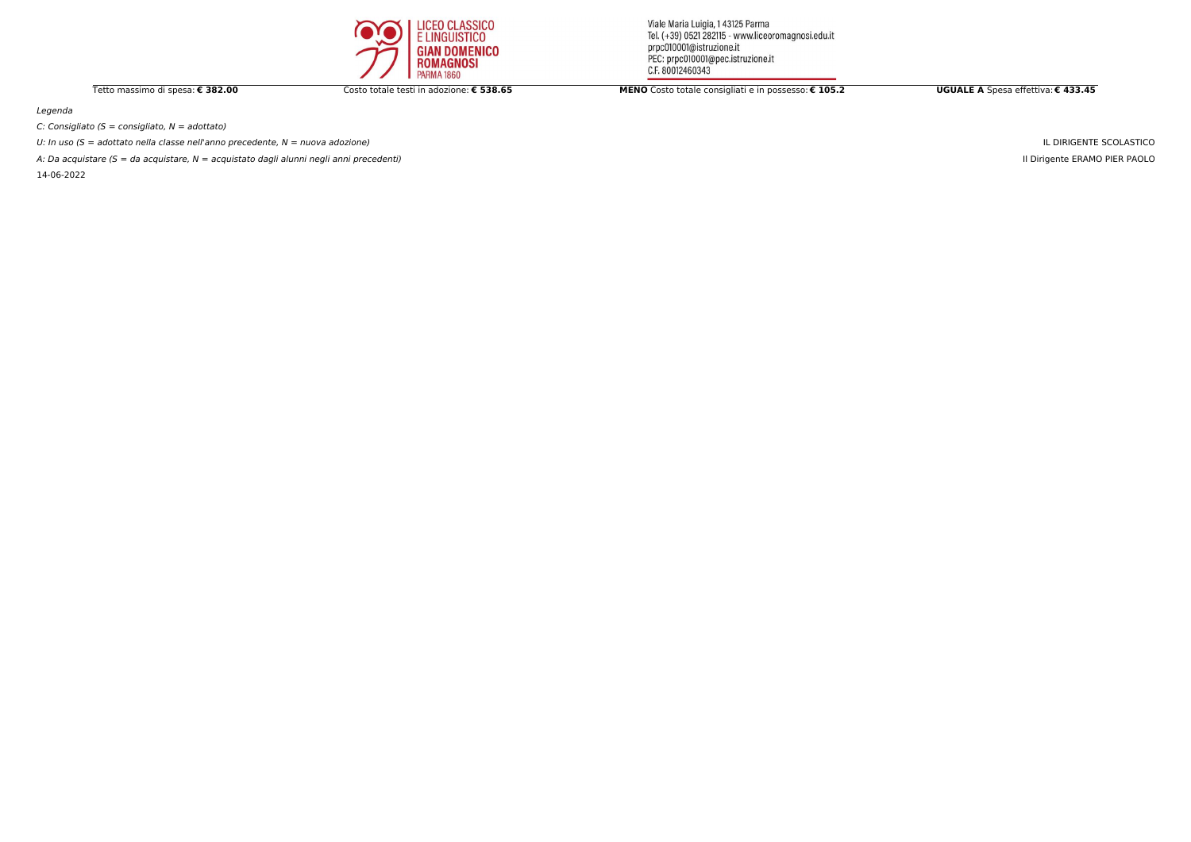LICEO CLASSICO E LINGUISTICO GIAN DOMENICO ROMAGNOSI PARMA 1860

Viale Maria Luigia, 1 43125 Parma
Tel. (+39) 0521 282115 - www.liceoromagnosi.edu.it
prpc010001@istruzione.it
PEC: prpc010001@pec.istruzione.it
C.F. 80012460343

| | | | |
|---|---|---|---|
| Tetto massimo di spesa: **€ 382.00** | Costo totale testi in adozione: **€ 538.65** | **MENO** Costo totale consigliati e in possesso: **€ 105.2** | **UGUALE A** Spesa effettiva: **€ 433.45** |

*Legenda*

*C: Consigliato (S = consigliato, N = adottato)*

*U: In uso (S = adottato nella classe nell'anno precedente, N = nuova adozione)*

*A: Da acquistare (S = da acquistare, N = acquistato dagli alunni negli anni precedenti)*

14-06-2022

IL DIRIGENTE SCOLASTICO

Il Dirigente ERAMO PIER PAOLO